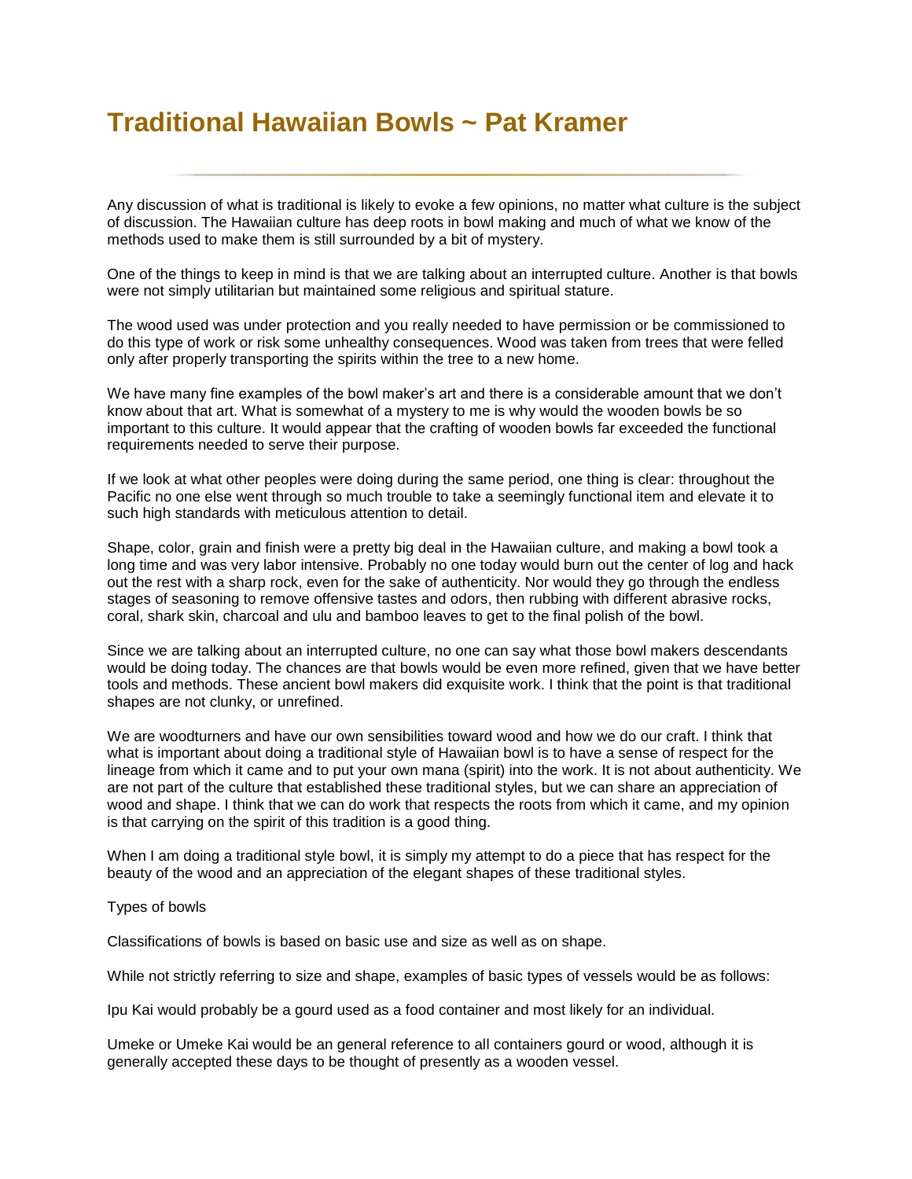# Traditional Hawaiian Bowls ~ Pat Kramer

Any discussion of what is traditional is likely to evoke a few opinions, no matter what culture is the subject of discussion. The Hawaiian culture has deep roots in bowl making and much of what we know of the methods used to make them is still surrounded by a bit of mystery.

One of the things to keep in mind is that we are talking about an interrupted culture. Another is that bowls were not simply utilitarian but maintained some religious and spiritual stature.

The wood used was under protection and you really needed to have permission or be commissioned to do this type of work or risk some unhealthy consequences. Wood was taken from trees that were felled only after properly transporting the spirits within the tree to a new home.

We have many fine examples of the bowl maker's art and there is a considerable amount that we don't know about that art. What is somewhat of a mystery to me is why would the wooden bowls be so important to this culture. It would appear that the crafting of wooden bowls far exceeded the functional requirements needed to serve their purpose.

If we look at what other peoples were doing during the same period, one thing is clear: throughout the Pacific no one else went through so much trouble to take a seemingly functional item and elevate it to such high standards with meticulous attention to detail.

Shape, color, grain and finish were a pretty big deal in the Hawaiian culture, and making a bowl took a long time and was very labor intensive. Probably no one today would burn out the center of log and hack out the rest with a sharp rock, even for the sake of authenticity. Nor would they go through the endless stages of seasoning to remove offensive tastes and odors, then rubbing with different abrasive rocks, coral, shark skin, charcoal and ulu and bamboo leaves to get to the final polish of the bowl.

Since we are talking about an interrupted culture, no one can say what those bowl makers descendants would be doing today. The chances are that bowls would be even more refined, given that we have better tools and methods. These ancient bowl makers did exquisite work. I think that the point is that traditional shapes are not clunky, or unrefined.

We are woodturners and have our own sensibilities toward wood and how we do our craft. I think that what is important about doing a traditional style of Hawaiian bowl is to have a sense of respect for the lineage from which it came and to put your own mana (spirit) into the work. It is not about authenticity. We are not part of the culture that established these traditional styles, but we can share an appreciation of wood and shape. I think that we can do work that respects the roots from which it came, and my opinion is that carrying on the spirit of this tradition is a good thing.

When I am doing a traditional style bowl, it is simply my attempt to do a piece that has respect for the beauty of the wood and an appreciation of the elegant shapes of these traditional styles.

Types of bowls

Classifications of bowls is based on basic use and size as well as on shape.

While not strictly referring to size and shape, examples of basic types of vessels would be as follows:

Ipu Kai would probably be a gourd used as a food container and most likely for an individual.

Umeke or Umeke Kai would be an general reference to all containers gourd or wood, although it is generally accepted these days to be thought of presently as a wooden vessel.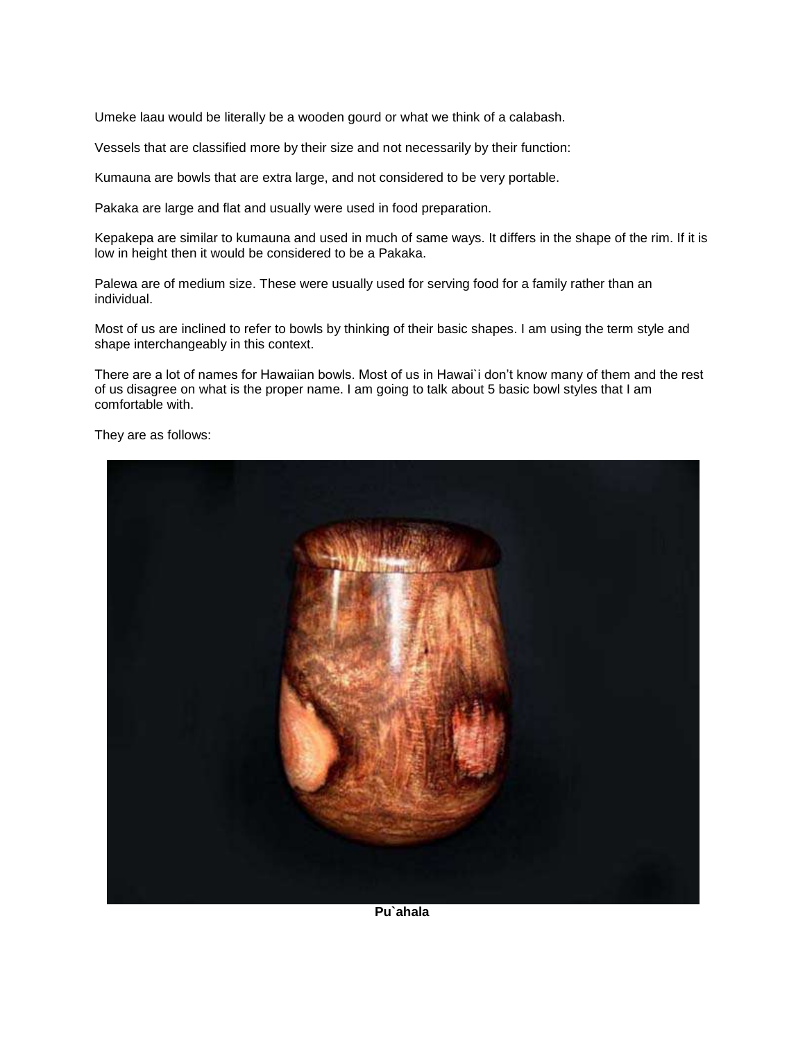Umeke laau would be literally be a wooden gourd or what we think of a calabash.

Vessels that are classified more by their size and not necessarily by their function:

Kumauna are bowls that are extra large, and not considered to be very portable.

Pakaka are large and flat and usually were used in food preparation.

Kepakepa are similar to kumauna and used in much of same ways. It differs in the shape of the rim. If it is low in height then it would be considered to be a Pakaka.

Palewa are of medium size. These were usually used for serving food for a family rather than an individual.

Most of us are inclined to refer to bowls by thinking of their basic shapes. I am using the term style and shape interchangeably in this context.

There are a lot of names for Hawaiian bowls. Most of us in Hawai`i don't know many of them and the rest of us disagree on what is the proper name. I am going to talk about 5 basic bowl styles that I am comfortable with.

They are as follows:

**Pu`ahala**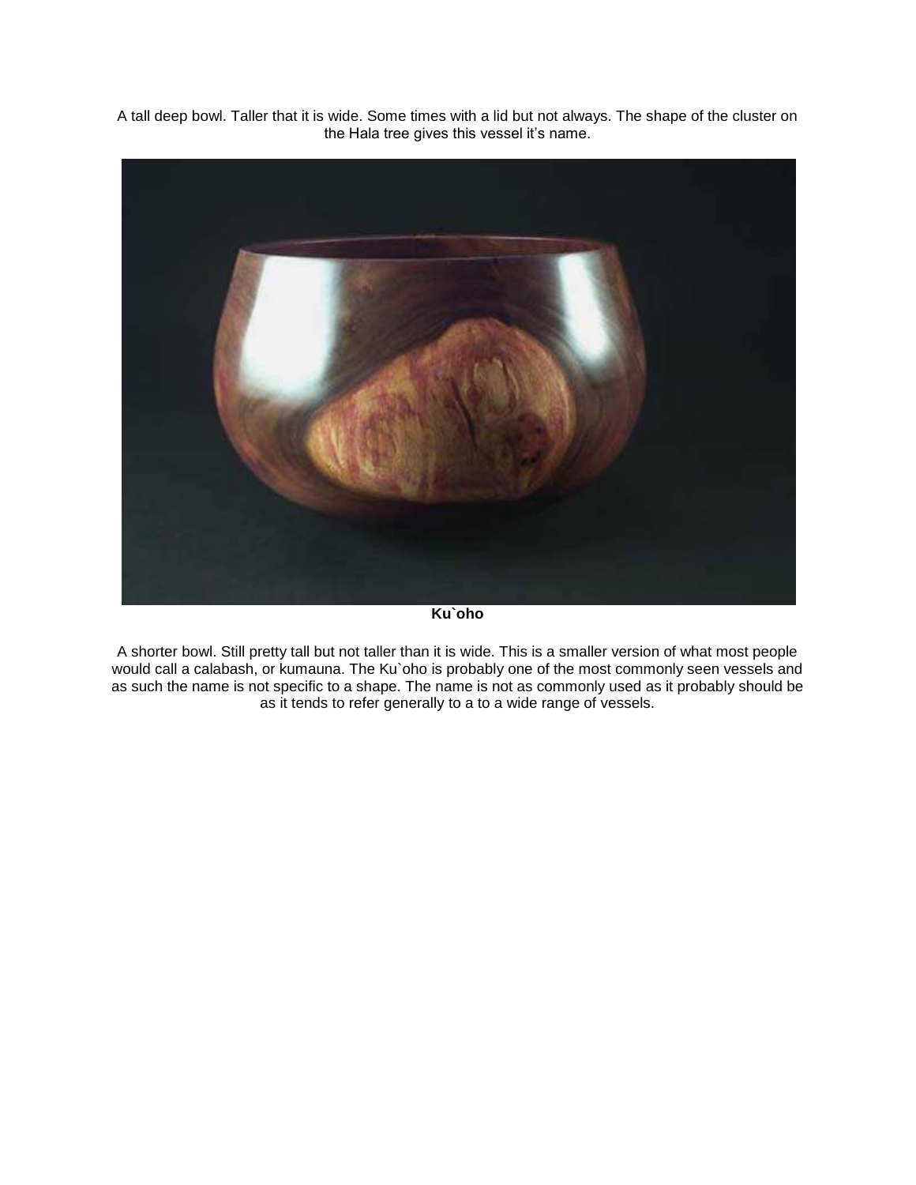A tall deep bowl. Taller that it is wide. Some times with a lid but not always. The shape of the cluster on the Hala tree gives this vessel it's name.

**Ku`oho**

A shorter bowl. Still pretty tall but not taller than it is wide. This is a smaller version of what most people would call a calabash, or kumauna. The Ku`oho is probably one of the most commonly seen vessels and as such the name is not specific to a shape. The name is not as commonly used as it probably should be as it tends to refer generally to a to a wide range of vessels.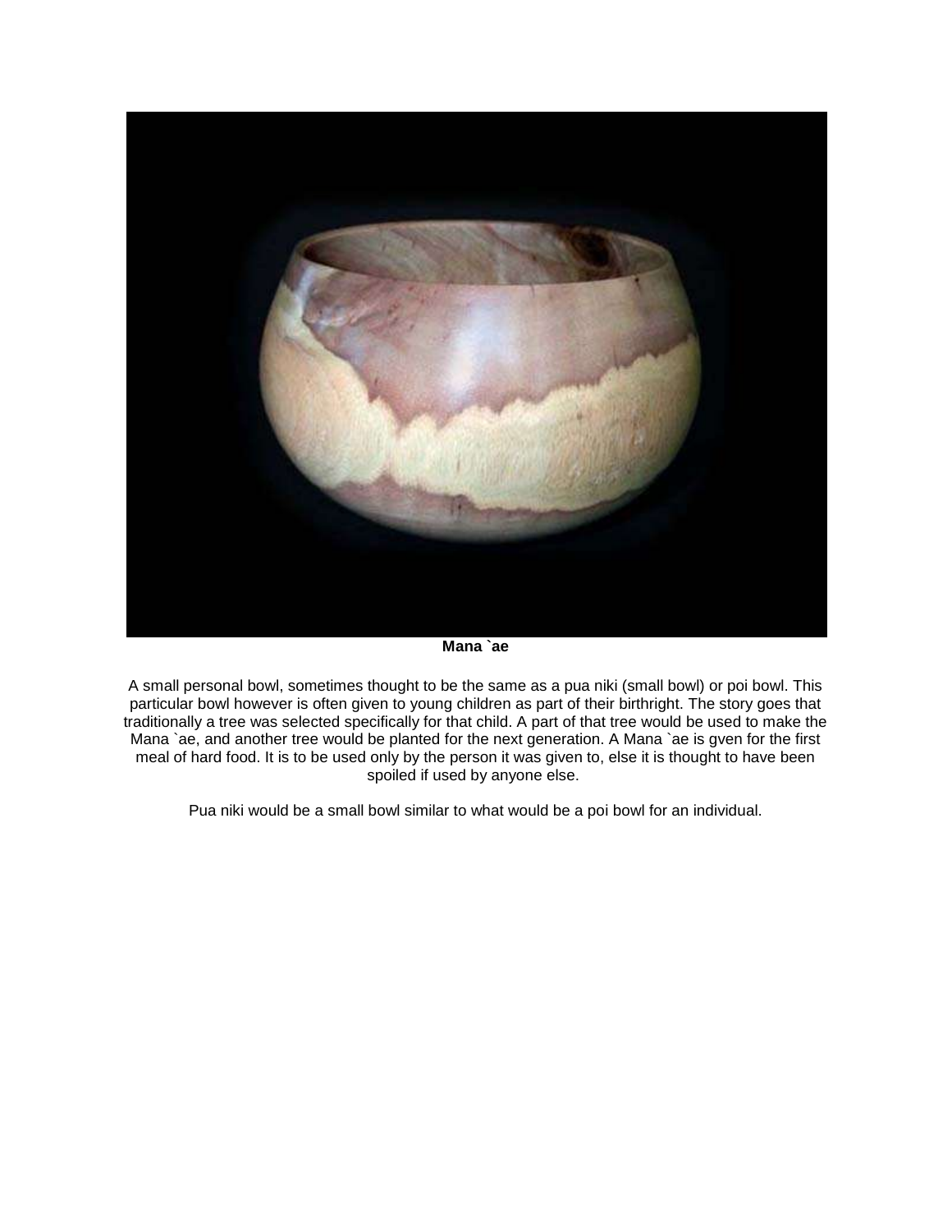**Mana `ae**

A small personal bowl, sometimes thought to be the same as a pua niki (small bowl) or poi bowl. This particular bowl however is often given to young children as part of their birthright. The story goes that traditionally a tree was selected specifically for that child. A part of that tree would be used to make the Mana `ae, and another tree would be planted for the next generation. A Mana `ae is gven for the first meal of hard food. It is to be used only by the person it was given to, else it is thought to have been spoiled if used by anyone else.

Pua niki would be a small bowl similar to what would be a poi bowl for an individual.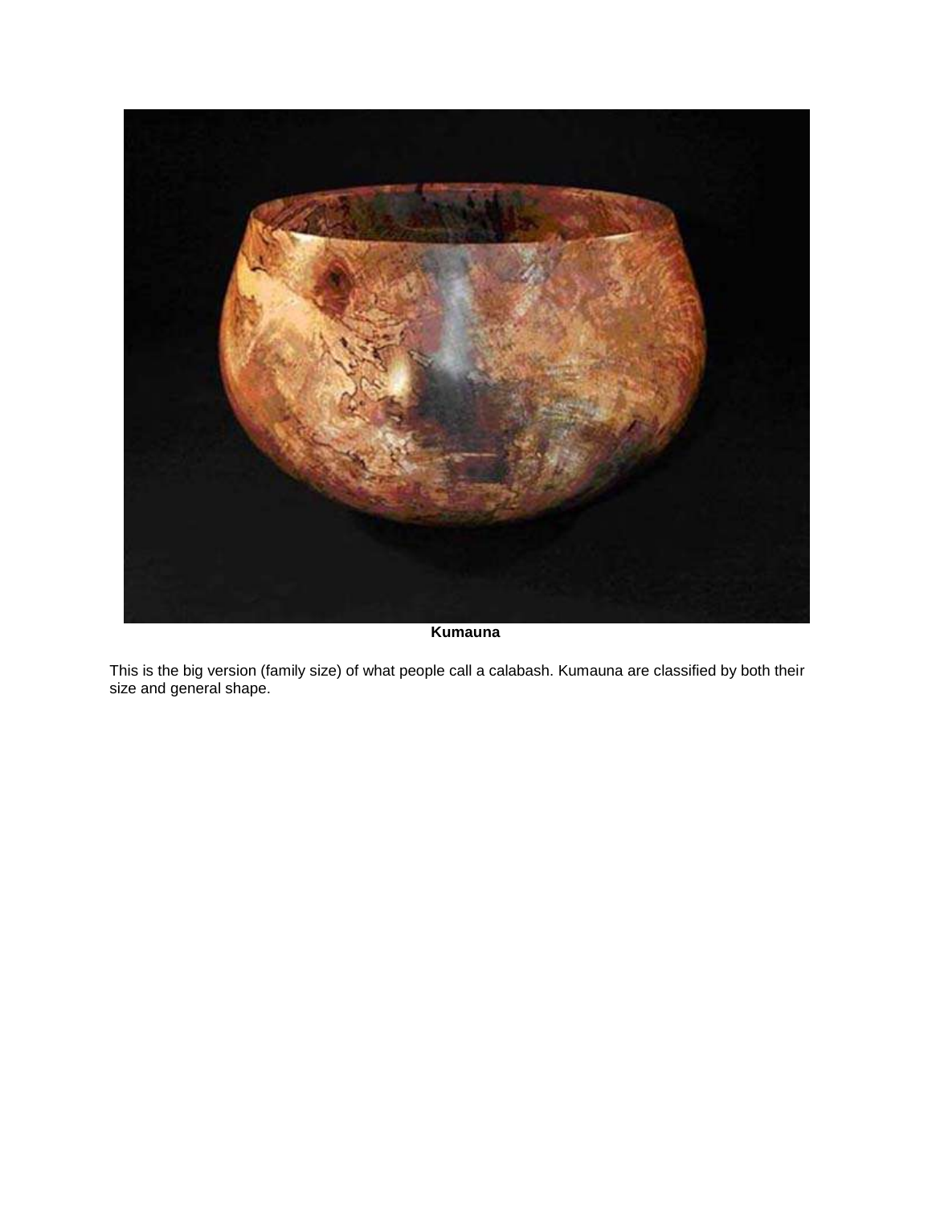**Kumauna**

This is the big version (family size) of what people call a calabash. Kumauna are classified by both their size and general shape.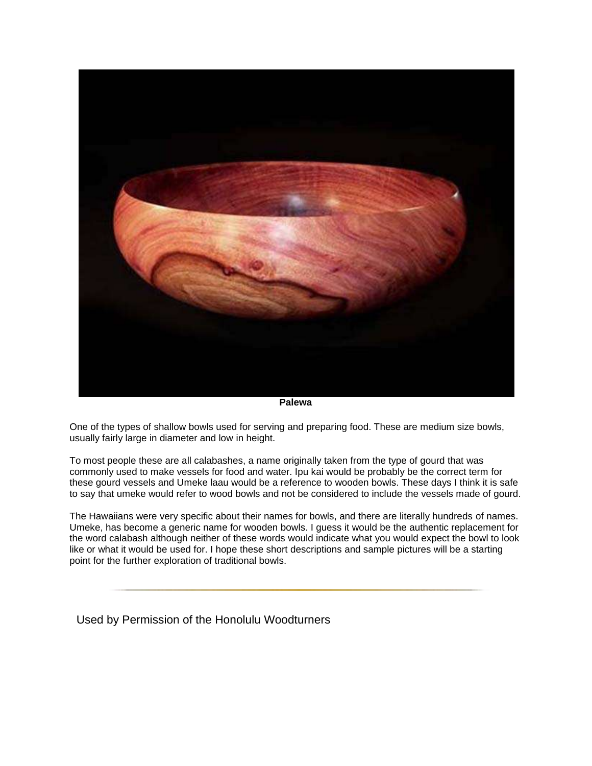**Palewa**

One of the types of shallow bowls used for serving and preparing food. These are medium size bowls, usually fairly large in diameter and low in height.

To most people these are all calabashes, a name originally taken from the type of gourd that was commonly used to make vessels for food and water. Ipu kai would be probably be the correct term for these gourd vessels and Umeke laau would be a reference to wooden bowls. These days I think it is safe to say that umeke would refer to wood bowls and not be considered to include the vessels made of gourd.

The Hawaiians were very specific about their names for bowls, and there are literally hundreds of names. Umeke, has become a generic name for wooden bowls. I guess it would be the authentic replacement for the word calabash although neither of these words would indicate what you would expect the bowl to look like or what it would be used for. I hope these short descriptions and sample pictures will be a starting point for the further exploration of traditional bowls.

---

Used by Permission of the Honolulu Woodturners